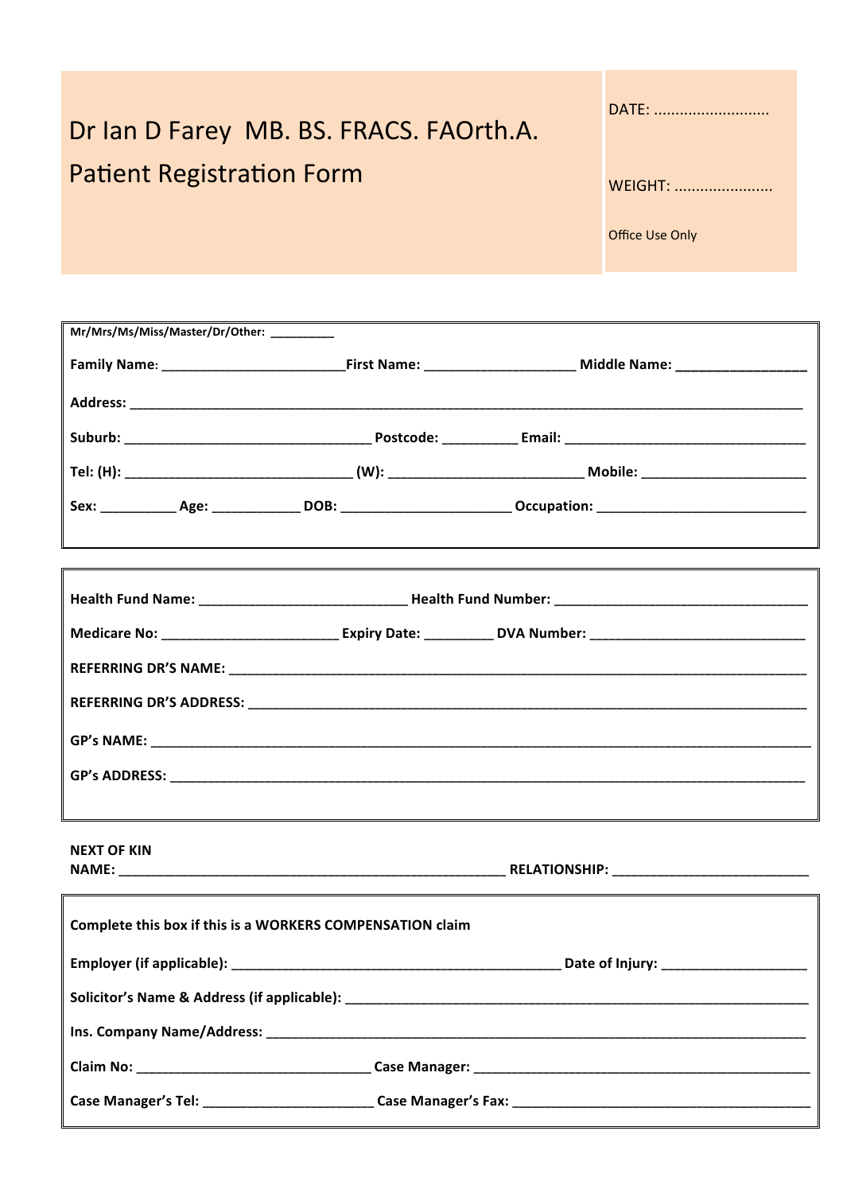# Dr Ian D Farey MB. BS. FRACS. FAOrth.A.

## Patient Registration Form

DATE: ..........................

WEIGHT: ......................

Office Use Only

**Mr/Mrs/Ms/Miss/Master/Dr/Other:** _________

**Family Name:** ________________________ **First Name:** ____________________ **Middle Name:** _________________

**Address:** ___________________________________________________________________________________________

**Suburb:** ________________________________ **Postcode:** __________ **Email:** _________________________________

**Tel: (H):** ______________________________ **(W):** _________________________ **Mobile:** ______________________

**Sex:** __________ **Age:** ____________ **DOB:** ______________________ **Occupation:** ___________________________

**Health Fund Name:** ___________________________ **Health Fund Number:** _________________________________

**Medicare No:** _______________________ **Expiry Date:** _________ **DVA Number:** _____________________________

**REFERRING DR'S NAME:** ________________________________________________________________________________

**REFERRING DR'S ADDRESS:** _____________________________________________________________________________

**GP's NAME:** ________________________________________________________________________________________

**GP's ADDRESS:** _____________________________________________________________________________________

**NEXT OF KIN**
**NAME:** ___________________________________________________ **RELATIONSHIP:** __________________________

**Complete this box if this is a WORKERS COMPENSATION claim**

**Employer (if applicable):** ____________________________________________ **Date of Injury:** ___________________

**Solicitor's Name & Address (if applicable):** __________________________________________________________________

**Ins. Company Name/Address:** ___________________________________________________________________________

**Claim No:** ________________________________ **Case Manager:** ____________________________________________

**Case Manager's Tel:** ______________________ **Case Manager's Fax:** _________________________________________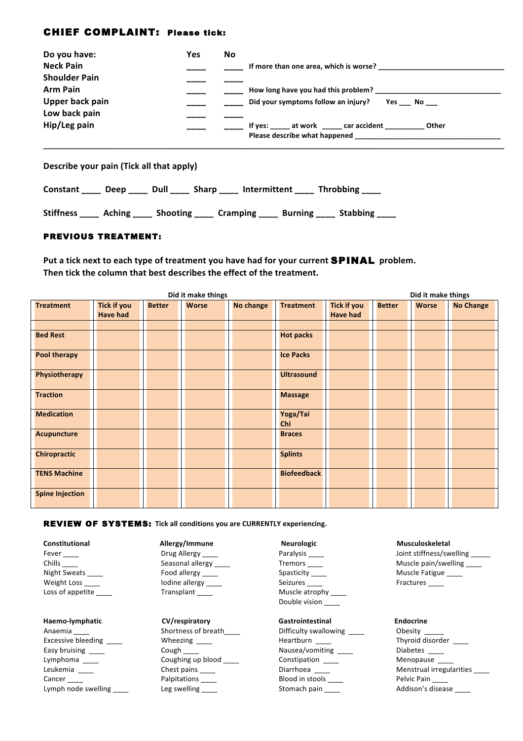## CHIEF COMPLAINT: Please tick:

| Do you have: | Yes | No | |
|---|---|---|---|
| Neck Pain | ____ | ____ | If more than one area, which is worse? ________________________________ |
| Shoulder Pain | ____ | ____ | |
| Arm Pain | ____ | ____ | How long have you had this problem? ________________________________ |
| Upper back pain | ____ | ____ | Did your symptoms follow an injury? Yes ___ No ___ |
| Low back pain | ____ | ____ | |
| Hip/Leg pain | ____ | ____ | If yes: _____ at work _____ car accident __________ Other |
| | | | Please describe what happened ____________________________________ |

______________________________________________________________________________________________

**Describe your pain (Tick all that apply)**

Constant ____ Deep ____ Dull ____ Sharp ____ Intermittent ____ Throbbing ____

Stiffness ____ Aching ____ Shooting ____ Cramping ____ Burning ____ Stabbing ____

## PREVIOUS TREATMENT:

**Put a tick next to each type of treatment you have had for your current SPINAL problem.**
**Then tick the column that best describes the effect of the treatment.**

| | | Did it make things | | | | | Did it make things | | |
|---|---|---|---|---|---|---|---|---|---|
| **Treatment** | **Tick if you Have had** | **Better** | **Worse** | **No change** | **Treatment** | **Tick if you Have had** | **Better** | **Worse** | **No Change** |
| | | | | | | | | | |
| **Bed Rest** | | | | | **Hot packs** | | | | |
| **Pool therapy** | | | | | **Ice Packs** | | | | |
| **Physiotherapy** | | | | | **Ultrasound** | | | | |
| **Traction** | | | | | **Massage** | | | | |
| **Medication** | | | | | **Yoga/Tai Chi** | | | | |
| **Acupuncture** | | | | | **Braces** | | | | |
| **Chiropractic** | | | | | **Splints** | | | | |
| **TENS Machine** | | | | | **Biofeedback** | | | | |
| **Spine Injection** | | | | | | | | | |

## REVIEW OF SYSTEMS: Tick all conditions you are CURRENTLY experiencing.

**Constitutional**
Fever ____
Chills ____
Night Sweats ____
Weight Loss ____
Loss of appetite ____

**Allergy/Immune**
Drug Allergy ____
Seasonal allergy ____
Food allergy ____
Iodine allergy ____
Transplant ____

**Neurologic**
Paralysis ____
Tremors ____
Spasticity ____
Seizures ____
Muscle atrophy ____
Double vision ____

**Musculoskeletal**
Joint stiffness/swelling _____
Muscle pain/swelling ____
Muscle Fatigue ____
Fractures ____

**Haemo-lymphatic**
Anaemia ____
Excessive bleeding ____
Easy bruising ____
Lymphoma ____
Leukemia ____
Cancer ____
Lymph node swelling ____

**CV/respiratory**
Shortness of breath____
Wheezing ____
Cough ____
Coughing up blood ____
Chest pains ____
Palpitations ____
Leg swelling ____

**Gastrointestinal**
Difficulty swallowing ____
Heartburn ____
Nausea/vomiting ____
Constipation ____
Diarrhoea ____
Blood in stools ____
Stomach pain ____

**Endocrine**
Obesity _____
Thyroid disorder ____
Diabetes ____
Menopause ____
Menstrual irregularities ____
Pelvic Pain ____
Addison's disease ____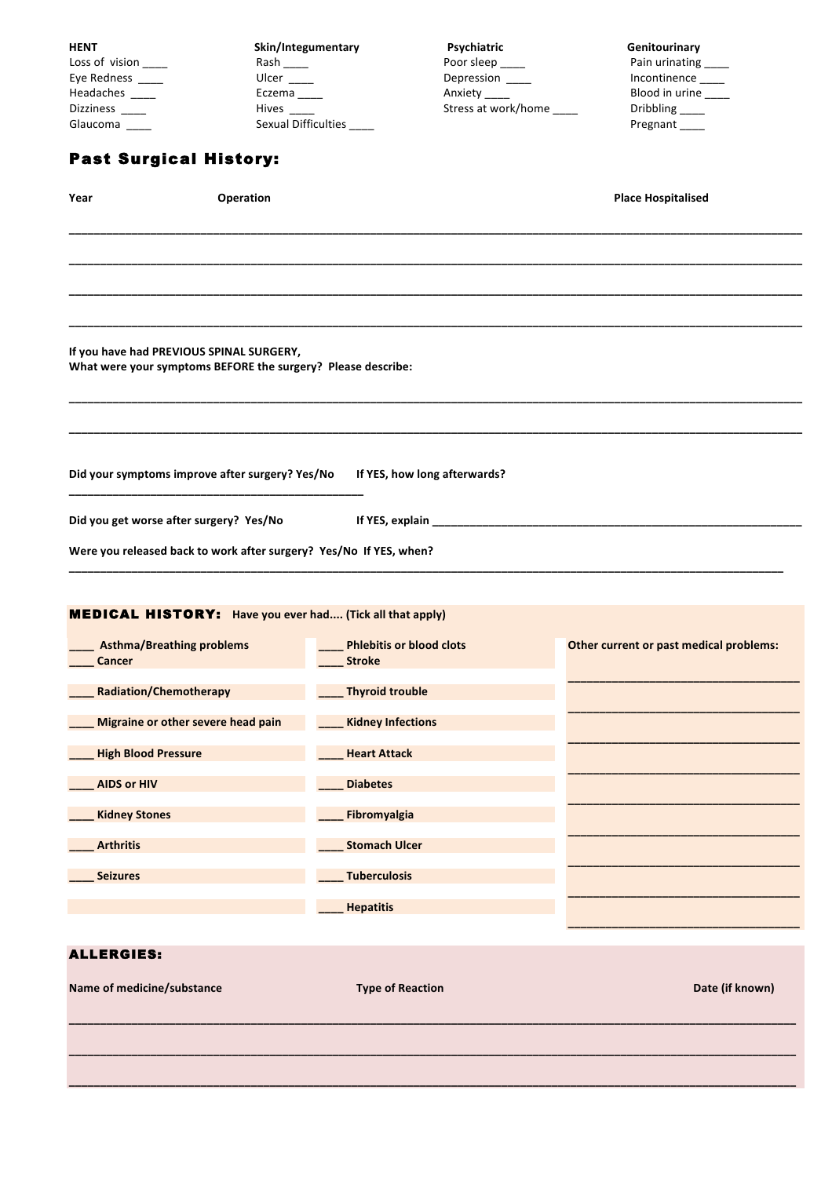| HENT | Skin/Integumentary | Psychiatric | Genitourinary |
|---|---|---|---|
| Loss of vision ____ | Rash ____ | Poor sleep ____ | Pain urinating ____ |
| Eye Redness ____ | Ulcer ____ | Depression ____ | Incontinence ____ |
| Headaches ____ | Eczema ____ | Anxiety ____ | Blood in urine ____ |
| Dizziness ____ | Hives ____ | Stress at work/home ____ | Dribbling ____ |
| Glaucoma ____ | Sexual Difficulties ____ | | Pregnant ____ |

## Past Surgical History:

**Year** **Operation** **Place Hospitalised**

______________________________________________________________________________

______________________________________________________________________________

______________________________________________________________________________

______________________________________________________________________________

**If you have had PREVIOUS SPINAL SURGERY,**
**What were your symptoms BEFORE the surgery? Please describe:**

______________________________________________________________________________

______________________________________________________________________________

**Did your symptoms improve after surgery? Yes/No** **If YES, how long afterwards?**

________________________________________

**Did you get worse after surgery? Yes/No** **If YES, explain** ________________________________________

**Were you released back to work after surgery? Yes/No If YES, when?**

______________________________________________________________________________

## MEDICAL HISTORY: Have you ever had.... (Tick all that apply)

| | | Other current or past medical problems: |
|---|---|---|
| ____ **Asthma/Breathing problems** | ____ **Phlebitis or blood clots** | ________________________ |
| ____ **Cancer** | ____ **Stroke** | ________________________ |
| ____ **Radiation/Chemotherapy** | ____ **Thyroid trouble** | ________________________ |
| ____ **Migraine or other severe head pain** | ____ **Kidney Infections** | ________________________ |
| ____ **High Blood Pressure** | ____ **Heart Attack** | ________________________ |
| ____ **AIDS or HIV** | ____ **Diabetes** | ________________________ |
| ____ **Kidney Stones** | ____ **Fibromyalgia** | ________________________ |
| ____ **Arthritis** | ____ **Stomach Ulcer** | ________________________ |
| ____ **Seizures** | ____ **Tuberculosis** | ________________________ |
| | ____ **Hepatitis** | |

## ALLERGIES:

**Name of medicine/substance** **Type of Reaction** **Date (if known)**

______________________________________________________________________________

______________________________________________________________________________

______________________________________________________________________________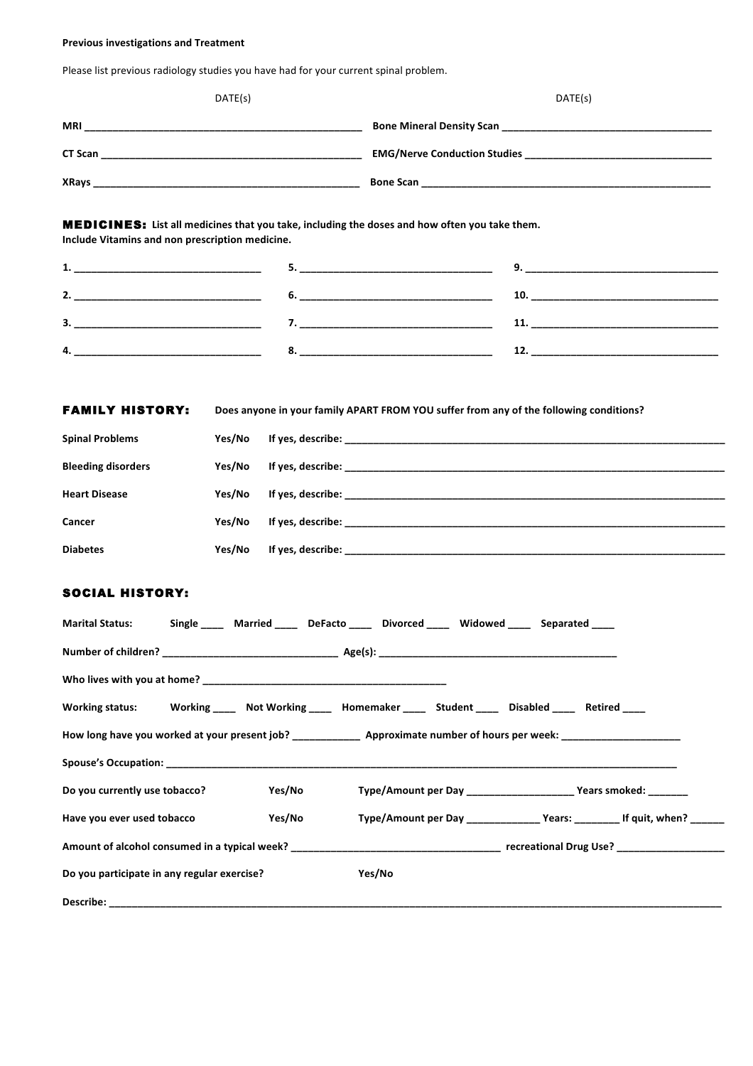**Previous investigations and Treatment**

Please list previous radiology studies you have had for your current spinal problem.

| | DATE(s) | | DATE(s) |
|---|---|---|---|
| **MRI** | ______________________________ | **Bone Mineral Density Scan** | ______________________________ |
| **CT Scan** | ______________________________ | **EMG/Nerve Conduction Studies** | ______________________________ |
| **XRays** | ______________________________ | **Bone Scan** | ______________________________ |

**MEDICINES:** **List all medicines that you take, including the doses and how often you take them. Include Vitamins and non prescription medicine.**

| | | |
|---|---|---|
| **1.** ______________________ | **5.** ______________________ | **9.** ______________________ |
| **2.** ______________________ | **6.** ______________________ | **10.** ______________________ |
| **3.** ______________________ | **7.** ______________________ | **11.** ______________________ |
| **4.** ______________________ | **8.** ______________________ | **12.** ______________________ |

**FAMILY HISTORY:** **Does anyone in your family APART FROM YOU suffer from any of the following conditions?**

| | | |
|---|---|---|
| **Spinal Problems** | **Yes/No** | **If yes, describe:** ______________________________ |
| **Bleeding disorders** | **Yes/No** | **If yes, describe:** ______________________________ |
| **Heart Disease** | **Yes/No** | **If yes, describe:** ______________________________ |
| **Cancer** | **Yes/No** | **If yes, describe:** ______________________________ |
| **Diabetes** | **Yes/No** | **If yes, describe:** ______________________________ |

**SOCIAL HISTORY:**

**Marital Status:** **Single** ____ **Married** ____ **DeFacto** ____ **Divorced** ____ **Widowed** ____ **Separated** ____

**Number of children?** ______________________ **Age(s):** ______________________________

**Who lives with you at home?** ______________________________

**Working status:** **Working** ____ **Not Working** ____ **Homemaker** ____ **Student** ____ **Disabled** ____ **Retired** ____

**How long have you worked at your present job?** ____________ **Approximate number of hours per week:** ____________________

**Spouse's Occupation:** ______________________________________________________________

**Do you currently use tobacco?** **Yes/No** **Type/Amount per Day** __________________ **Years smoked:** _______

**Have you ever used tobacco** **Yes/No** **Type/Amount per Day** _____________ **Years:** ________ **If quit, when?** ______

**Amount of alcohol consumed in a typical week?** ______________________________ **recreational Drug Use?** __________________

**Do you participate in any regular exercise?** **Yes/No**

**Describe:** ______________________________________________________________________________________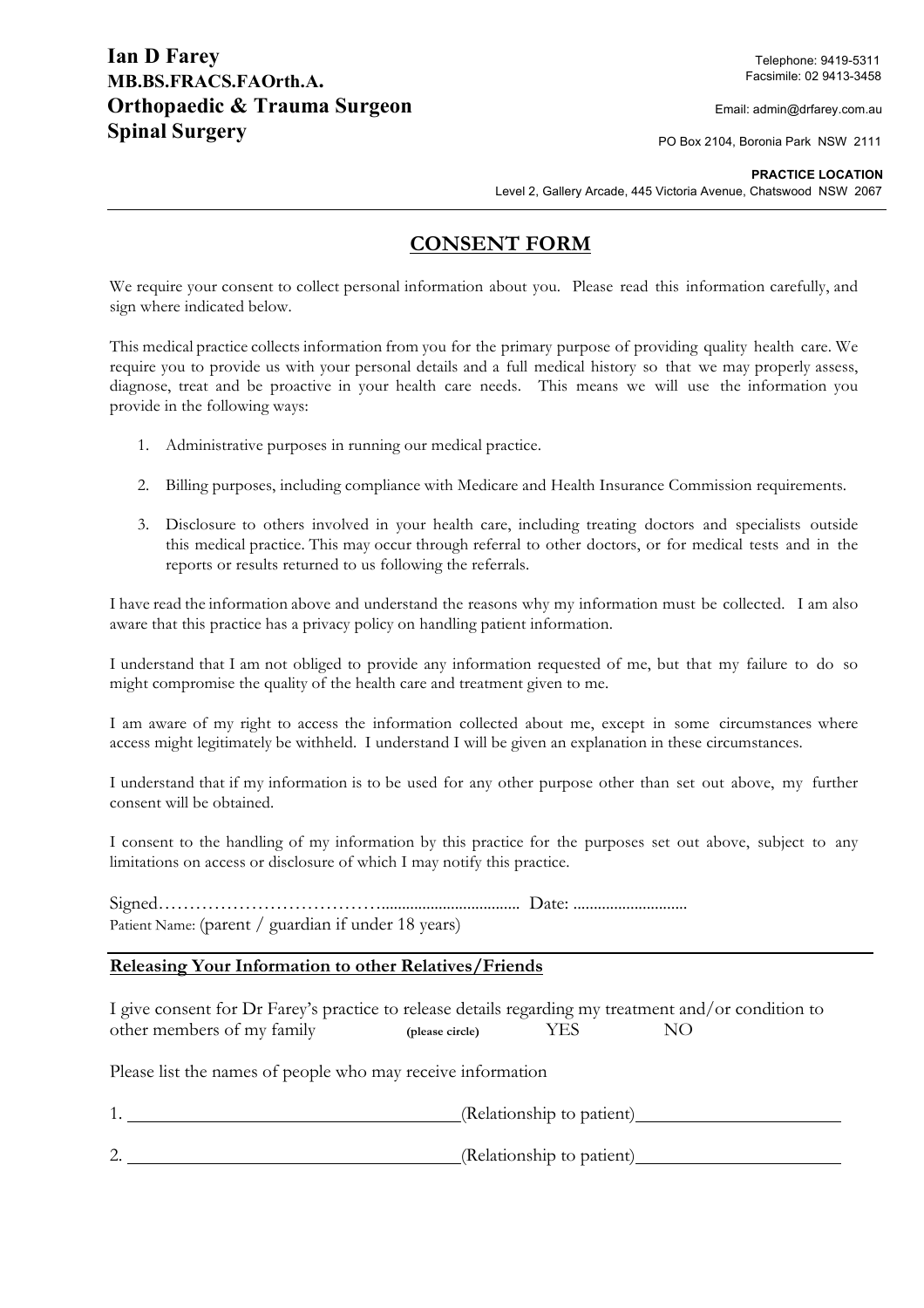**Ian D Farey**
**MB.BS.FRACS.FAOrth.A.**
**Orthopaedic & Trauma Surgeon**
**Spinal Surgery**

Telephone: 9419-5311
Facsimile: 02 9413-3458

Email: admin@drfarey.com.au

PO Box 2104, Boronia Park NSW 2111

**PRACTICE LOCATION**
Level 2, Gallery Arcade, 445 Victoria Avenue, Chatswood NSW 2067

---

# CONSENT FORM

We require your consent to collect personal information about you. Please read this information carefully, and sign where indicated below.

This medical practice collects information from you for the primary purpose of providing quality health care. We require you to provide us with your personal details and a full medical history so that we may properly assess, diagnose, treat and be proactive in your health care needs. This means we will use the information you provide in the following ways:

1. Administrative purposes in running our medical practice.
2. Billing purposes, including compliance with Medicare and Health Insurance Commission requirements.
3. Disclosure to others involved in your health care, including treating doctors and specialists outside this medical practice. This may occur through referral to other doctors, or for medical tests and in the reports or results returned to us following the referrals.

I have read the information above and understand the reasons why my information must be collected. I am also aware that this practice has a privacy policy on handling patient information.

I understand that I am not obliged to provide any information requested of me, but that my failure to do so might compromise the quality of the health care and treatment given to me.

I am aware of my right to access the information collected about me, except in some circumstances where access might legitimately be withheld. I understand I will be given an explanation in these circumstances.

I understand that if my information is to be used for any other purpose other than set out above, my further consent will be obtained.

I consent to the handling of my information by this practice for the purposes set out above, subject to any limitations on access or disclosure of which I may notify this practice.

Signed………………………………................................. Date: ...........................
Patient Name: (parent / guardian if under 18 years)

---

**Releasing Your Information to other Relatives/Friends**

I give consent for Dr Farey's practice to release details regarding my treatment and/or condition to other members of my family **(please circle)** YES NO

Please list the names of people who may receive information

1. ____________________________ (Relationship to patient) ____________________

2. ____________________________ (Relationship to patient) ____________________